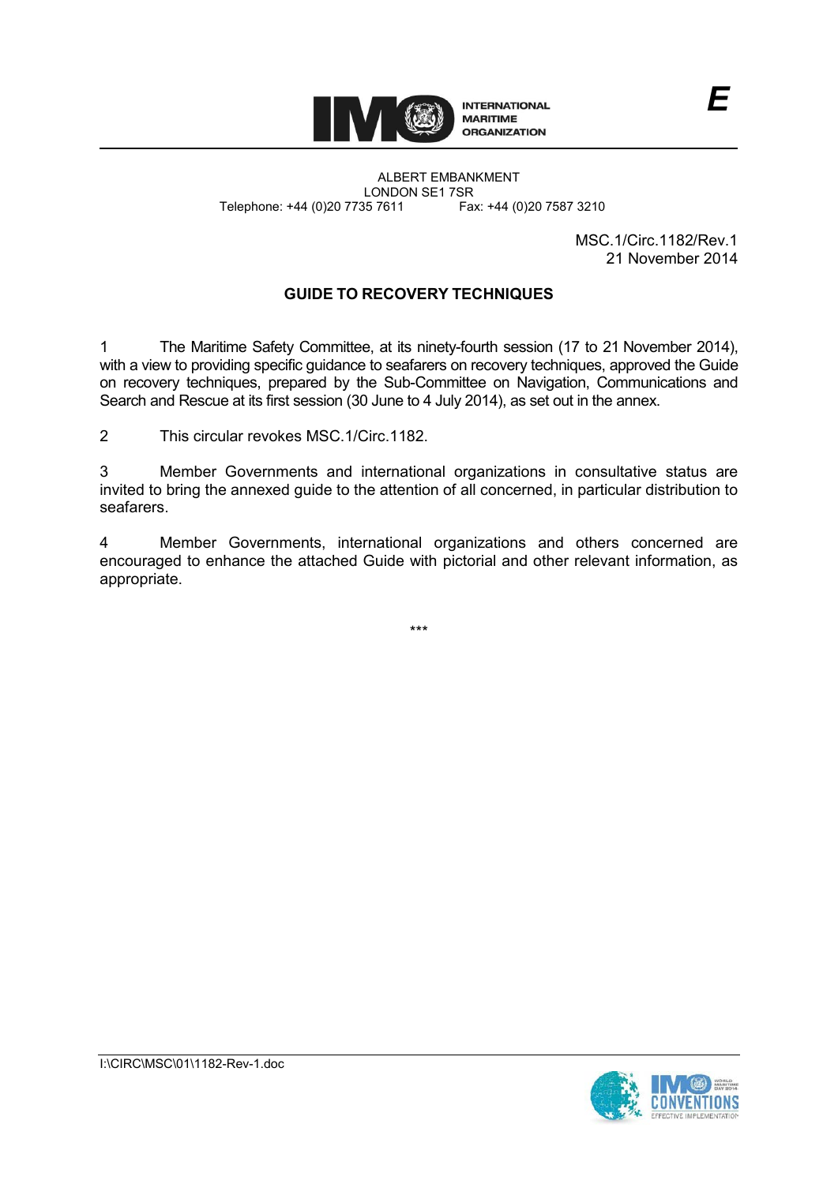E

INTERNATIONAL MARITIME ORGANIZATION

ALBERT EMBANKMENT
LONDON SE1 7SR
Telephone: +44 (0)20 7735 7611 Fax: +44 (0)20 7587 3210

MSC.1/Circ.1182/Rev.1
21 November 2014

## GUIDE TO RECOVERY TECHNIQUES

1 The Maritime Safety Committee, at its ninety-fourth session (17 to 21 November 2014), with a view to providing specific guidance to seafarers on recovery techniques, approved the Guide on recovery techniques, prepared by the Sub-Committee on Navigation, Communications and Search and Rescue at its first session (30 June to 4 July 2014), as set out in the annex.

2 This circular revokes MSC.1/Circ.1182.

3 Member Governments and international organizations in consultative status are invited to bring the annexed guide to the attention of all concerned, in particular distribution to seafarers.

4 Member Governments, international organizations and others concerned are encouraged to enhance the attached Guide with pictorial and other relevant information, as appropriate.

***

I:\CIRC\MSC\01\1182-Rev-1.doc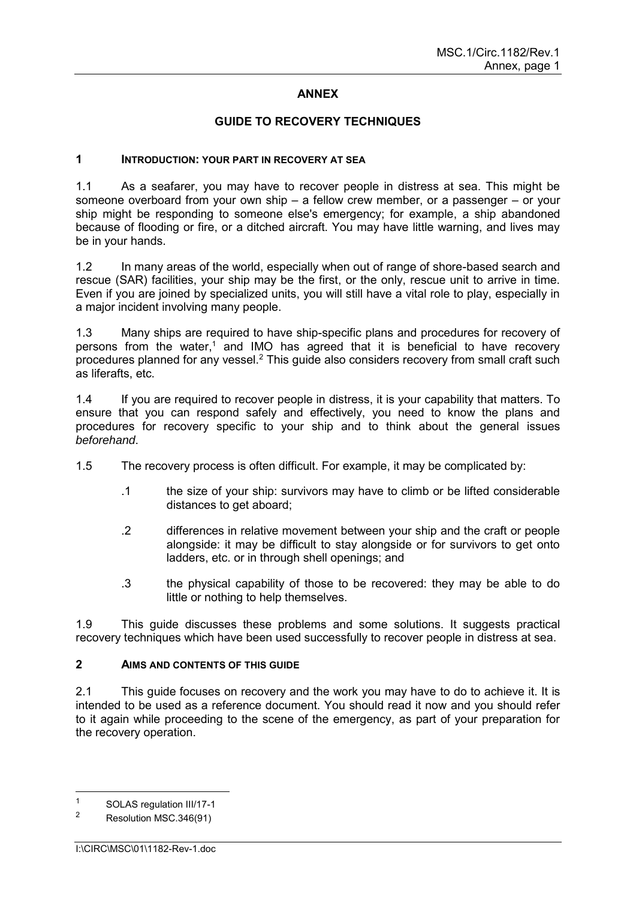# ANNEX

## GUIDE TO RECOVERY TECHNIQUES

### 1 INTRODUCTION: YOUR PART IN RECOVERY AT SEA

1.1 As a seafarer, you may have to recover people in distress at sea. This might be someone overboard from your own ship – a fellow crew member, or a passenger – or your ship might be responding to someone else's emergency; for example, a ship abandoned because of flooding or fire, or a ditched aircraft. You may have little warning, and lives may be in your hands.

1.2 In many areas of the world, especially when out of range of shore-based search and rescue (SAR) facilities, your ship may be the first, or the only, rescue unit to arrive in time. Even if you are joined by specialized units, you will still have a vital role to play, especially in a major incident involving many people.

1.3 Many ships are required to have ship-specific plans and procedures for recovery of persons from the water,[1] and IMO has agreed that it is beneficial to have recovery procedures planned for any vessel.[2] This guide also considers recovery from small craft such as liferafts, etc.

1.4 If you are required to recover people in distress, it is your capability that matters. To ensure that you can respond safely and effectively, you need to know the plans and procedures for recovery specific to your ship and to think about the general issues *beforehand*.

1.5 The recovery process is often difficult. For example, it may be complicated by:

- .1 the size of your ship: survivors may have to climb or be lifted considerable distances to get aboard;
- .2 differences in relative movement between your ship and the craft or people alongside: it may be difficult to stay alongside or for survivors to get onto ladders, etc. or in through shell openings; and
- .3 the physical capability of those to be recovered: they may be able to do little or nothing to help themselves.

1.9 This guide discusses these problems and some solutions. It suggests practical recovery techniques which have been used successfully to recover people in distress at sea.

### 2 AIMS AND CONTENTS OF THIS GUIDE

2.1 This guide focuses on recovery and the work you may have to do to achieve it. It is intended to be used as a reference document. You should read it now and you should refer to it again while proceeding to the scene of the emergency, as part of your preparation for the recovery operation.

---

[1] SOLAS regulation III/17-1

[2] Resolution MSC.346(91)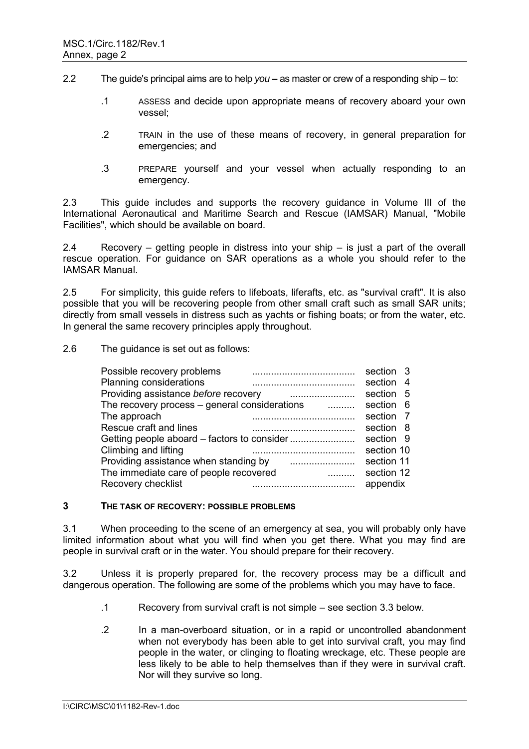2.2 The guide's principal aims are to help *you* – as master or crew of a responding ship – to:

.1 ASSESS and decide upon appropriate means of recovery aboard your own vessel;

.2 TRAIN in the use of these means of recovery, in general preparation for emergencies; and

.3 PREPARE yourself and your vessel when actually responding to an emergency.

2.3 This guide includes and supports the recovery guidance in Volume III of the International Aeronautical and Maritime Search and Rescue (IAMSAR) Manual, "Mobile Facilities", which should be available on board.

2.4 Recovery – getting people in distress into your ship – is just a part of the overall rescue operation. For guidance on SAR operations as a whole you should refer to the IAMSAR Manual.

2.5 For simplicity, this guide refers to lifeboats, liferafts, etc. as "survival craft". It is also possible that you will be recovering people from other small craft such as small SAR units; directly from small vessels in distress such as yachts or fishing boats; or from the water, etc. In general the same recovery principles apply throughout.

2.6 The guidance is set out as follows:

| | |
|---|---|
| Possible recovery problems | section 3 |
| Planning considerations | section 4 |
| Providing assistance *before* recovery | section 5 |
| The recovery process – general considerations | section 6 |
| The approach | section 7 |
| Rescue craft and lines | section 8 |
| Getting people aboard – factors to consider | section 9 |
| Climbing and lifting | section 10 |
| Providing assistance when standing by | section 11 |
| The immediate care of people recovered | section 12 |
| Recovery checklist | appendix |

## 3 THE TASK OF RECOVERY: POSSIBLE PROBLEMS

3.1 When proceeding to the scene of an emergency at sea, you will probably only have limited information about what you will find when you get there. What you may find are people in survival craft or in the water. You should prepare for their recovery.

3.2 Unless it is properly prepared for, the recovery process may be a difficult and dangerous operation. The following are some of the problems which you may have to face.

.1 Recovery from survival craft is not simple – see section 3.3 below.

.2 In a man-overboard situation, or in a rapid or uncontrolled abandonment when not everybody has been able to get into survival craft, you may find people in the water, or clinging to floating wreckage, etc. These people are less likely to be able to help themselves than if they were in survival craft. Nor will they survive so long.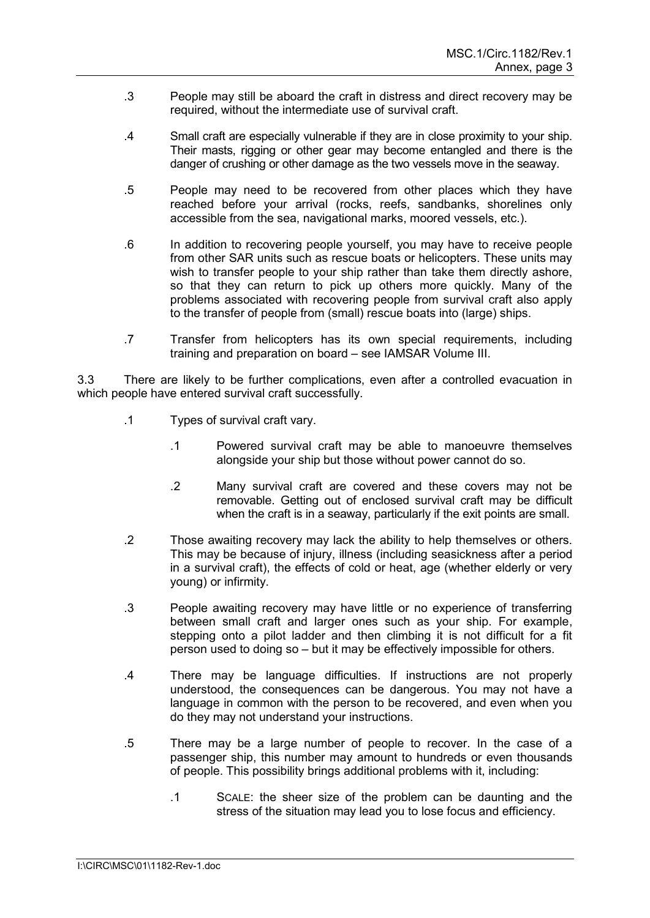.3 People may still be aboard the craft in distress and direct recovery may be required, without the intermediate use of survival craft.

.4 Small craft are especially vulnerable if they are in close proximity to your ship. Their masts, rigging or other gear may become entangled and there is the danger of crushing or other damage as the two vessels move in the seaway.

.5 People may need to be recovered from other places which they have reached before your arrival (rocks, reefs, sandbanks, shorelines only accessible from the sea, navigational marks, moored vessels, etc.).

.6 In addition to recovering people yourself, you may have to receive people from other SAR units such as rescue boats or helicopters. These units may wish to transfer people to your ship rather than take them directly ashore, so that they can return to pick up others more quickly. Many of the problems associated with recovering people from survival craft also apply to the transfer of people from (small) rescue boats into (large) ships.

.7 Transfer from helicopters has its own special requirements, including training and preparation on board – see IAMSAR Volume III.

3.3 There are likely to be further complications, even after a controlled evacuation in which people have entered survival craft successfully.

.1 Types of survival craft vary.

  .1 Powered survival craft may be able to manoeuvre themselves alongside your ship but those without power cannot do so.

  .2 Many survival craft are covered and these covers may not be removable. Getting out of enclosed survival craft may be difficult when the craft is in a seaway, particularly if the exit points are small.

.2 Those awaiting recovery may lack the ability to help themselves or others. This may be because of injury, illness (including seasickness after a period in a survival craft), the effects of cold or heat, age (whether elderly or very young) or infirmity.

.3 People awaiting recovery may have little or no experience of transferring between small craft and larger ones such as your ship. For example, stepping onto a pilot ladder and then climbing it is not difficult for a fit person used to doing so – but it may be effectively impossible for others.

.4 There may be language difficulties. If instructions are not properly understood, the consequences can be dangerous. You may not have a language in common with the person to be recovered, and even when you do they may not understand your instructions.

.5 There may be a large number of people to recover. In the case of a passenger ship, this number may amount to hundreds or even thousands of people. This possibility brings additional problems with it, including:

  .1 SCALE: the sheer size of the problem can be daunting and the stress of the situation may lead you to lose focus and efficiency.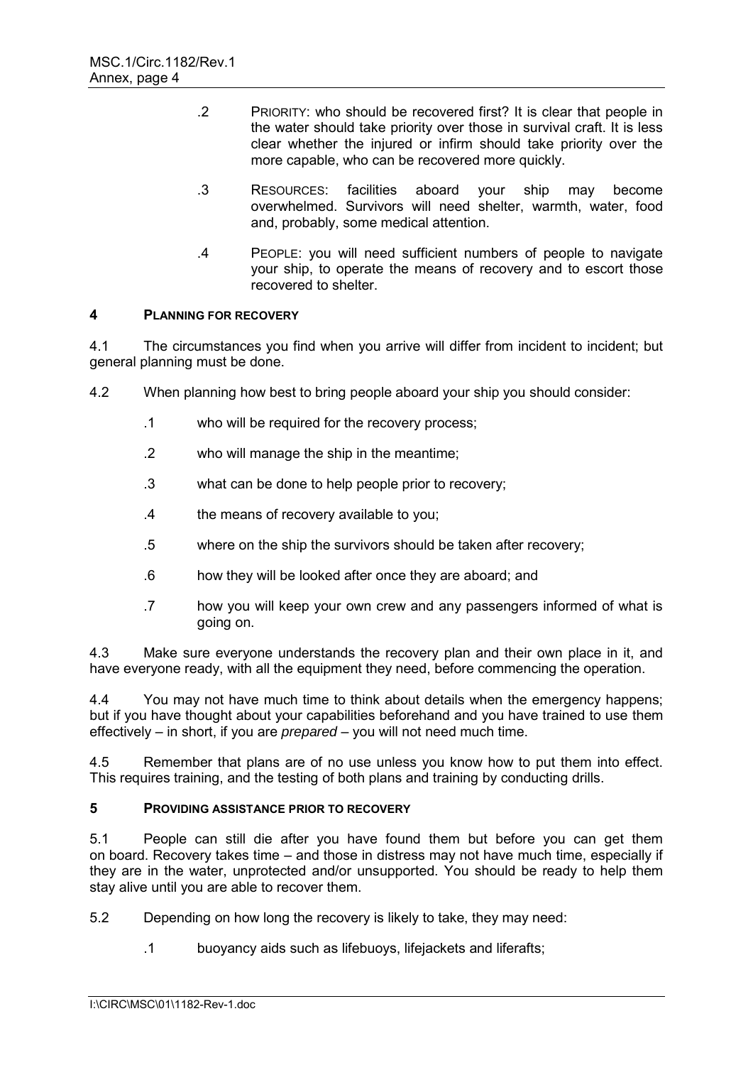.2 PRIORITY: who should be recovered first? It is clear that people in the water should take priority over those in survival craft. It is less clear whether the injured or infirm should take priority over the more capable, who can be recovered more quickly.

.3 RESOURCES: facilities aboard your ship may become overwhelmed. Survivors will need shelter, warmth, water, food and, probably, some medical attention.

.4 PEOPLE: you will need sufficient numbers of people to navigate your ship, to operate the means of recovery and to escort those recovered to shelter.

## 4 PLANNING FOR RECOVERY

4.1 The circumstances you find when you arrive will differ from incident to incident; but general planning must be done.

4.2 When planning how best to bring people aboard your ship you should consider:

.1 who will be required for the recovery process;

.2 who will manage the ship in the meantime;

.3 what can be done to help people prior to recovery;

.4 the means of recovery available to you;

.5 where on the ship the survivors should be taken after recovery;

.6 how they will be looked after once they are aboard; and

.7 how you will keep your own crew and any passengers informed of what is going on.

4.3 Make sure everyone understands the recovery plan and their own place in it, and have everyone ready, with all the equipment they need, before commencing the operation.

4.4 You may not have much time to think about details when the emergency happens; but if you have thought about your capabilities beforehand and you have trained to use them effectively – in short, if you are *prepared* – you will not need much time.

4.5 Remember that plans are of no use unless you know how to put them into effect. This requires training, and the testing of both plans and training by conducting drills.

## 5 PROVIDING ASSISTANCE PRIOR TO RECOVERY

5.1 People can still die after you have found them but before you can get them on board. Recovery takes time – and those in distress may not have much time, especially if they are in the water, unprotected and/or unsupported. You should be ready to help them stay alive until you are able to recover them.

5.2 Depending on how long the recovery is likely to take, they may need:

.1 buoyancy aids such as lifebuoys, lifejackets and liferafts;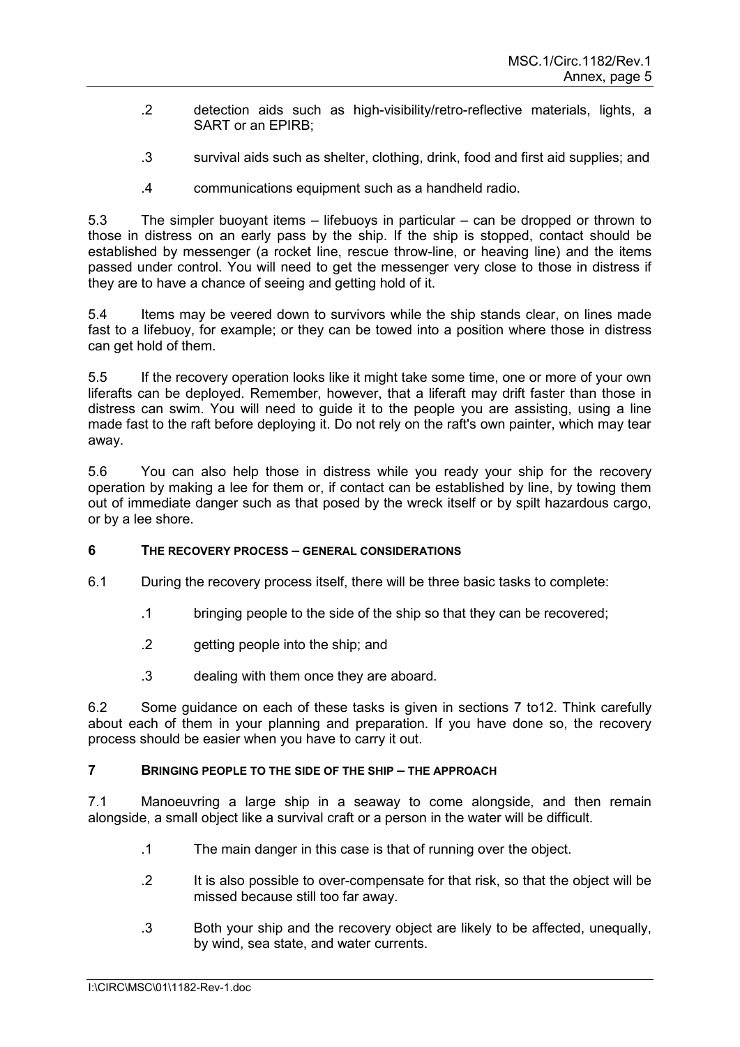.2 detection aids such as high-visibility/retro-reflective materials, lights, a SART or an EPIRB;

.3 survival aids such as shelter, clothing, drink, food and first aid supplies; and

.4 communications equipment such as a handheld radio.

5.3 The simpler buoyant items – lifebuoys in particular – can be dropped or thrown to those in distress on an early pass by the ship. If the ship is stopped, contact should be established by messenger (a rocket line, rescue throw-line, or heaving line) and the items passed under control. You will need to get the messenger very close to those in distress if they are to have a chance of seeing and getting hold of it.

5.4 Items may be veered down to survivors while the ship stands clear, on lines made fast to a lifebuoy, for example; or they can be towed into a position where those in distress can get hold of them.

5.5 If the recovery operation looks like it might take some time, one or more of your own liferafts can be deployed. Remember, however, that a liferaft may drift faster than those in distress can swim. You will need to guide it to the people you are assisting, using a line made fast to the raft before deploying it. Do not rely on the raft's own painter, which may tear away.

5.6 You can also help those in distress while you ready your ship for the recovery operation by making a lee for them or, if contact can be established by line, by towing them out of immediate danger such as that posed by the wreck itself or by spilt hazardous cargo, or by a lee shore.

## 6 THE RECOVERY PROCESS – GENERAL CONSIDERATIONS

6.1 During the recovery process itself, there will be three basic tasks to complete:

.1 bringing people to the side of the ship so that they can be recovered;

.2 getting people into the ship; and

.3 dealing with them once they are aboard.

6.2 Some guidance on each of these tasks is given in sections 7 to12. Think carefully about each of them in your planning and preparation. If you have done so, the recovery process should be easier when you have to carry it out.

## 7 BRINGING PEOPLE TO THE SIDE OF THE SHIP – THE APPROACH

7.1 Manoeuvring a large ship in a seaway to come alongside, and then remain alongside, a small object like a survival craft or a person in the water will be difficult.

.1 The main danger in this case is that of running over the object.

.2 It is also possible to over-compensate for that risk, so that the object will be missed because still too far away.

.3 Both your ship and the recovery object are likely to be affected, unequally, by wind, sea state, and water currents.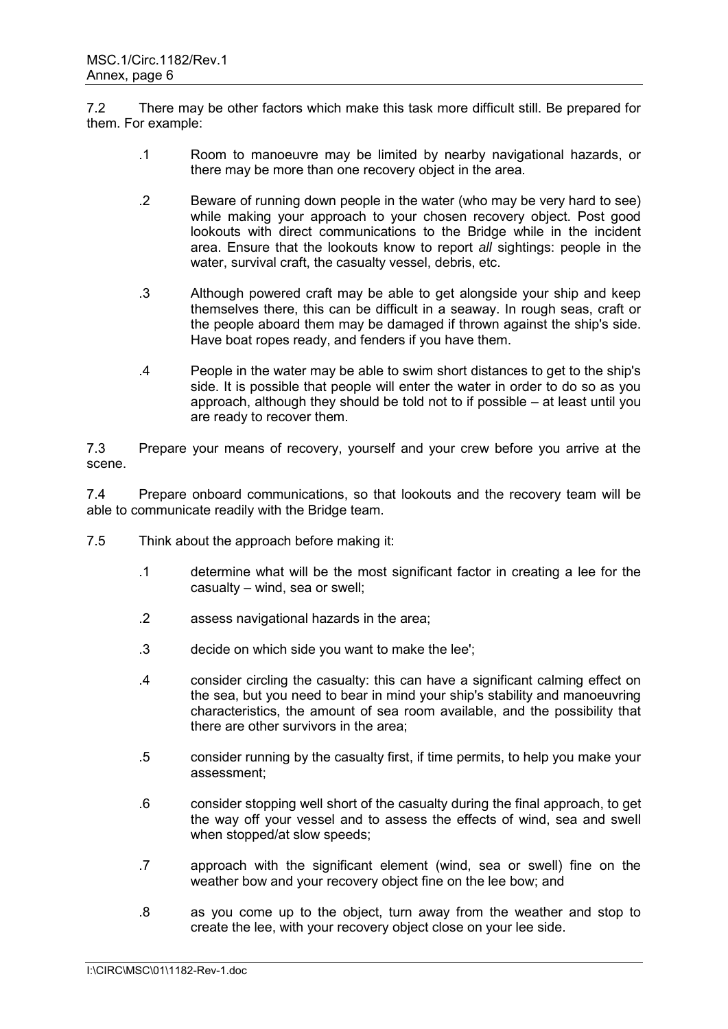7.2 There may be other factors which make this task more difficult still. Be prepared for them. For example:

.1 Room to manoeuvre may be limited by nearby navigational hazards, or there may be more than one recovery object in the area.

.2 Beware of running down people in the water (who may be very hard to see) while making your approach to your chosen recovery object. Post good lookouts with direct communications to the Bridge while in the incident area. Ensure that the lookouts know to report *all* sightings: people in the water, survival craft, the casualty vessel, debris, etc.

.3 Although powered craft may be able to get alongside your ship and keep themselves there, this can be difficult in a seaway. In rough seas, craft or the people aboard them may be damaged if thrown against the ship's side. Have boat ropes ready, and fenders if you have them.

.4 People in the water may be able to swim short distances to get to the ship's side. It is possible that people will enter the water in order to do so as you approach, although they should be told not to if possible – at least until you are ready to recover them.

7.3 Prepare your means of recovery, yourself and your crew before you arrive at the scene.

7.4 Prepare onboard communications, so that lookouts and the recovery team will be able to communicate readily with the Bridge team.

7.5 Think about the approach before making it:

.1 determine what will be the most significant factor in creating a lee for the casualty – wind, sea or swell;

.2 assess navigational hazards in the area;

.3 decide on which side you want to make the lee';

.4 consider circling the casualty: this can have a significant calming effect on the sea, but you need to bear in mind your ship's stability and manoeuvring characteristics, the amount of sea room available, and the possibility that there are other survivors in the area;

.5 consider running by the casualty first, if time permits, to help you make your assessment;

.6 consider stopping well short of the casualty during the final approach, to get the way off your vessel and to assess the effects of wind, sea and swell when stopped/at slow speeds;

.7 approach with the significant element (wind, sea or swell) fine on the weather bow and your recovery object fine on the lee bow; and

.8 as you come up to the object, turn away from the weather and stop to create the lee, with your recovery object close on your lee side.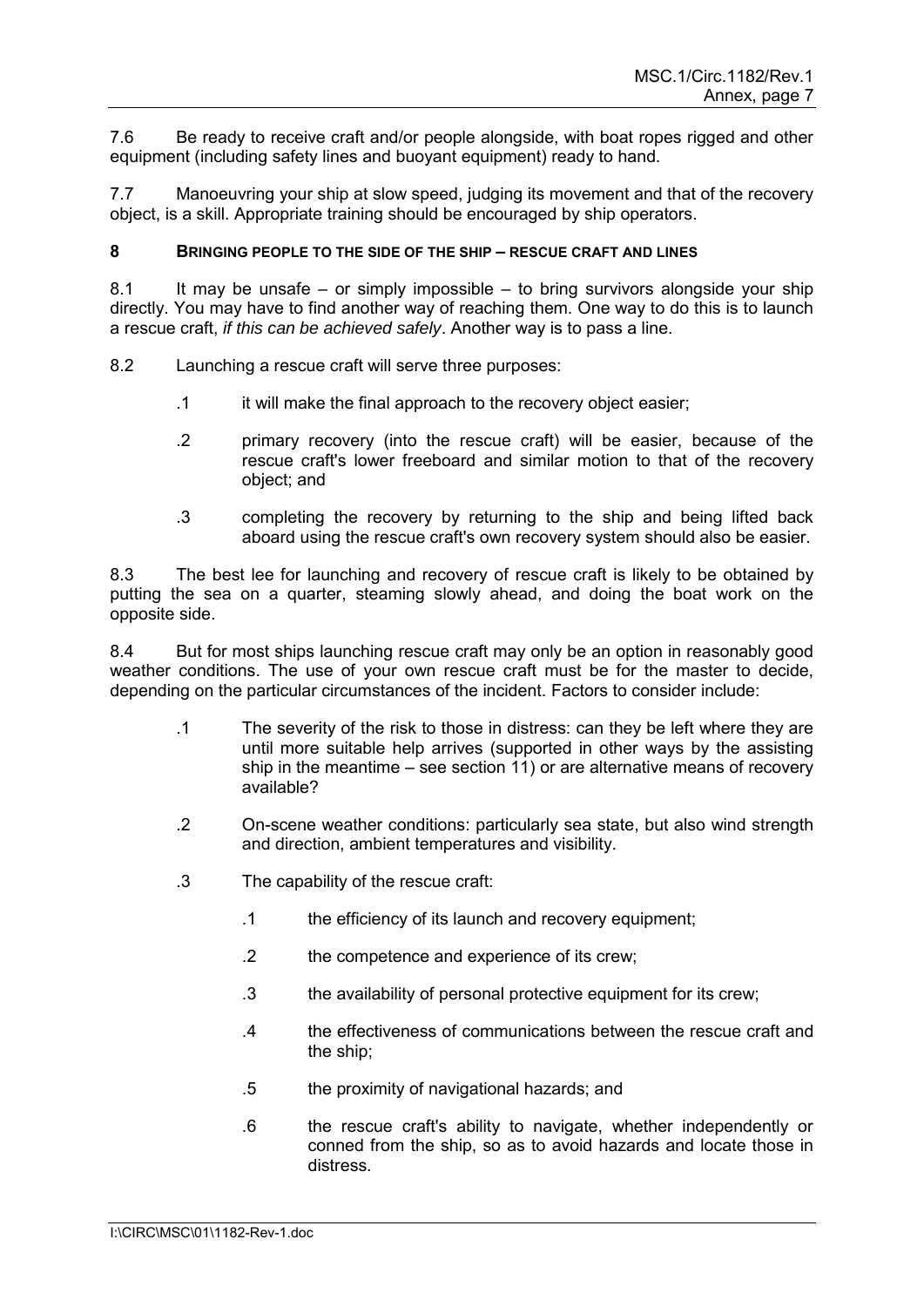7.6 Be ready to receive craft and/or people alongside, with boat ropes rigged and other equipment (including safety lines and buoyant equipment) ready to hand.

7.7 Manoeuvring your ship at slow speed, judging its movement and that of the recovery object, is a skill. Appropriate training should be encouraged by ship operators.

## 8 BRINGING PEOPLE TO THE SIDE OF THE SHIP – RESCUE CRAFT AND LINES

8.1 It may be unsafe – or simply impossible – to bring survivors alongside your ship directly. You may have to find another way of reaching them. One way to do this is to launch a rescue craft, *if this can be achieved safely*. Another way is to pass a line.

8.2 Launching a rescue craft will serve three purposes:

- .1 it will make the final approach to the recovery object easier;
- .2 primary recovery (into the rescue craft) will be easier, because of the rescue craft's lower freeboard and similar motion to that of the recovery object; and
- .3 completing the recovery by returning to the ship and being lifted back aboard using the rescue craft's own recovery system should also be easier.

8.3 The best lee for launching and recovery of rescue craft is likely to be obtained by putting the sea on a quarter, steaming slowly ahead, and doing the boat work on the opposite side.

8.4 But for most ships launching rescue craft may only be an option in reasonably good weather conditions. The use of your own rescue craft must be for the master to decide, depending on the particular circumstances of the incident. Factors to consider include:

- .1 The severity of the risk to those in distress: can they be left where they are until more suitable help arrives (supported in other ways by the assisting ship in the meantime – see section 11) or are alternative means of recovery available?
- .2 On-scene weather conditions: particularly sea state, but also wind strength and direction, ambient temperatures and visibility.
- .3 The capability of the rescue craft:
  - .1 the efficiency of its launch and recovery equipment;
  - .2 the competence and experience of its crew;
  - .3 the availability of personal protective equipment for its crew;
  - .4 the effectiveness of communications between the rescue craft and the ship;
  - .5 the proximity of navigational hazards; and
  - .6 the rescue craft's ability to navigate, whether independently or conned from the ship, so as to avoid hazards and locate those in distress.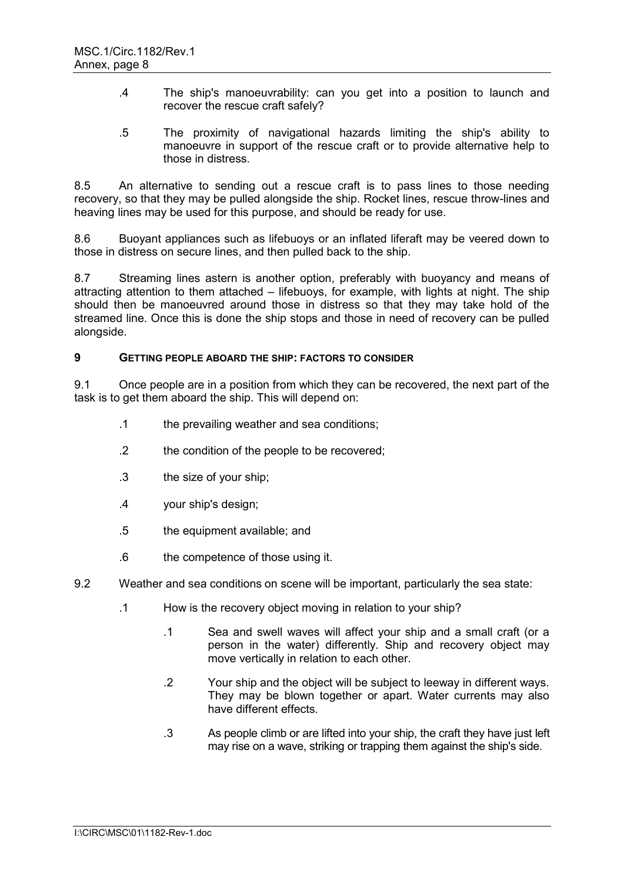.4 The ship's manoeuvrability: can you get into a position to launch and recover the rescue craft safely?

.5 The proximity of navigational hazards limiting the ship's ability to manoeuvre in support of the rescue craft or to provide alternative help to those in distress.

8.5 An alternative to sending out a rescue craft is to pass lines to those needing recovery, so that they may be pulled alongside the ship. Rocket lines, rescue throw-lines and heaving lines may be used for this purpose, and should be ready for use.

8.6 Buoyant appliances such as lifebuoys or an inflated liferaft may be veered down to those in distress on secure lines, and then pulled back to the ship.

8.7 Streaming lines astern is another option, preferably with buoyancy and means of attracting attention to them attached – lifebuoys, for example, with lights at night. The ship should then be manoeuvred around those in distress so that they may take hold of the streamed line. Once this is done the ship stops and those in need of recovery can be pulled alongside.

## 9 GETTING PEOPLE ABOARD THE SHIP: FACTORS TO CONSIDER

9.1 Once people are in a position from which they can be recovered, the next part of the task is to get them aboard the ship. This will depend on:

.1 the prevailing weather and sea conditions;

.2 the condition of the people to be recovered;

.3 the size of your ship;

.4 your ship's design;

.5 the equipment available; and

.6 the competence of those using it.

9.2 Weather and sea conditions on scene will be important, particularly the sea state:

.1 How is the recovery object moving in relation to your ship?

  .1 Sea and swell waves will affect your ship and a small craft (or a person in the water) differently. Ship and recovery object may move vertically in relation to each other.

  .2 Your ship and the object will be subject to leeway in different ways. They may be blown together or apart. Water currents may also have different effects.

  .3 As people climb or are lifted into your ship, the craft they have just left may rise on a wave, striking or trapping them against the ship's side.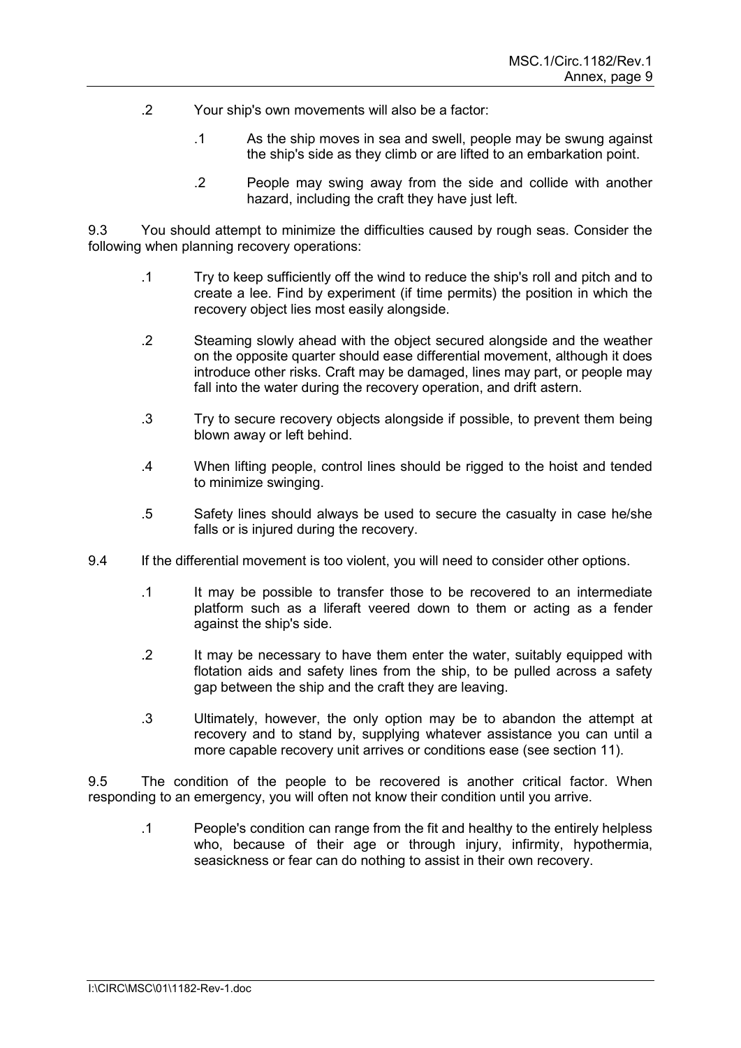.2 Your ship's own movements will also be a factor:

 .1 As the ship moves in sea and swell, people may be swung against the ship's side as they climb or are lifted to an embarkation point.

 .2 People may swing away from the side and collide with another hazard, including the craft they have just left.

9.3 You should attempt to minimize the difficulties caused by rough seas. Consider the following when planning recovery operations:

 .1 Try to keep sufficiently off the wind to reduce the ship's roll and pitch and to create a lee. Find by experiment (if time permits) the position in which the recovery object lies most easily alongside.

 .2 Steaming slowly ahead with the object secured alongside and the weather on the opposite quarter should ease differential movement, although it does introduce other risks. Craft may be damaged, lines may part, or people may fall into the water during the recovery operation, and drift astern.

 .3 Try to secure recovery objects alongside if possible, to prevent them being blown away or left behind.

 .4 When lifting people, control lines should be rigged to the hoist and tended to minimize swinging.

 .5 Safety lines should always be used to secure the casualty in case he/she falls or is injured during the recovery.

9.4 If the differential movement is too violent, you will need to consider other options.

 .1 It may be possible to transfer those to be recovered to an intermediate platform such as a liferaft veered down to them or acting as a fender against the ship's side.

 .2 It may be necessary to have them enter the water, suitably equipped with flotation aids and safety lines from the ship, to be pulled across a safety gap between the ship and the craft they are leaving.

 .3 Ultimately, however, the only option may be to abandon the attempt at recovery and to stand by, supplying whatever assistance you can until a more capable recovery unit arrives or conditions ease (see section 11).

9.5 The condition of the people to be recovered is another critical factor. When responding to an emergency, you will often not know their condition until you arrive.

 .1 People's condition can range from the fit and healthy to the entirely helpless who, because of their age or through injury, infirmity, hypothermia, seasickness or fear can do nothing to assist in their own recovery.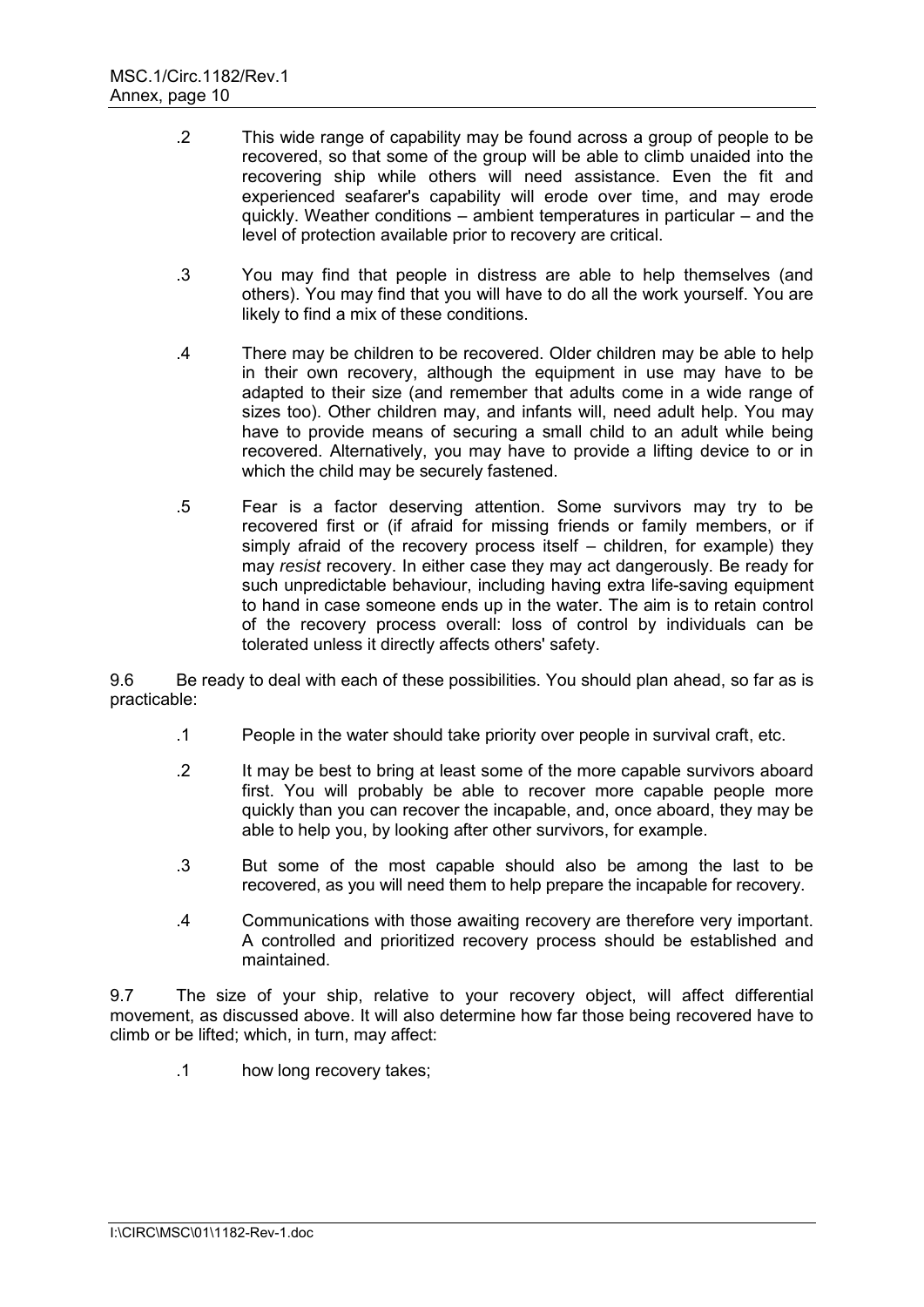.2 This wide range of capability may be found across a group of people to be recovered, so that some of the group will be able to climb unaided into the recovering ship while others will need assistance. Even the fit and experienced seafarer's capability will erode over time, and may erode quickly. Weather conditions – ambient temperatures in particular – and the level of protection available prior to recovery are critical.

.3 You may find that people in distress are able to help themselves (and others). You may find that you will have to do all the work yourself. You are likely to find a mix of these conditions.

.4 There may be children to be recovered. Older children may be able to help in their own recovery, although the equipment in use may have to be adapted to their size (and remember that adults come in a wide range of sizes too). Other children may, and infants will, need adult help. You may have to provide means of securing a small child to an adult while being recovered. Alternatively, you may have to provide a lifting device to or in which the child may be securely fastened.

.5 Fear is a factor deserving attention. Some survivors may try to be recovered first or (if afraid for missing friends or family members, or if simply afraid of the recovery process itself – children, for example) they may *resist* recovery. In either case they may act dangerously. Be ready for such unpredictable behaviour, including having extra life-saving equipment to hand in case someone ends up in the water. The aim is to retain control of the recovery process overall: loss of control by individuals can be tolerated unless it directly affects others' safety.

9.6 Be ready to deal with each of these possibilities. You should plan ahead, so far as is practicable:

.1 People in the water should take priority over people in survival craft, etc.

.2 It may be best to bring at least some of the more capable survivors aboard first. You will probably be able to recover more capable people more quickly than you can recover the incapable, and, once aboard, they may be able to help you, by looking after other survivors, for example.

.3 But some of the most capable should also be among the last to be recovered, as you will need them to help prepare the incapable for recovery.

.4 Communications with those awaiting recovery are therefore very important. A controlled and prioritized recovery process should be established and maintained.

9.7 The size of your ship, relative to your recovery object, will affect differential movement, as discussed above. It will also determine how far those being recovered have to climb or be lifted; which, in turn, may affect:

.1 how long recovery takes;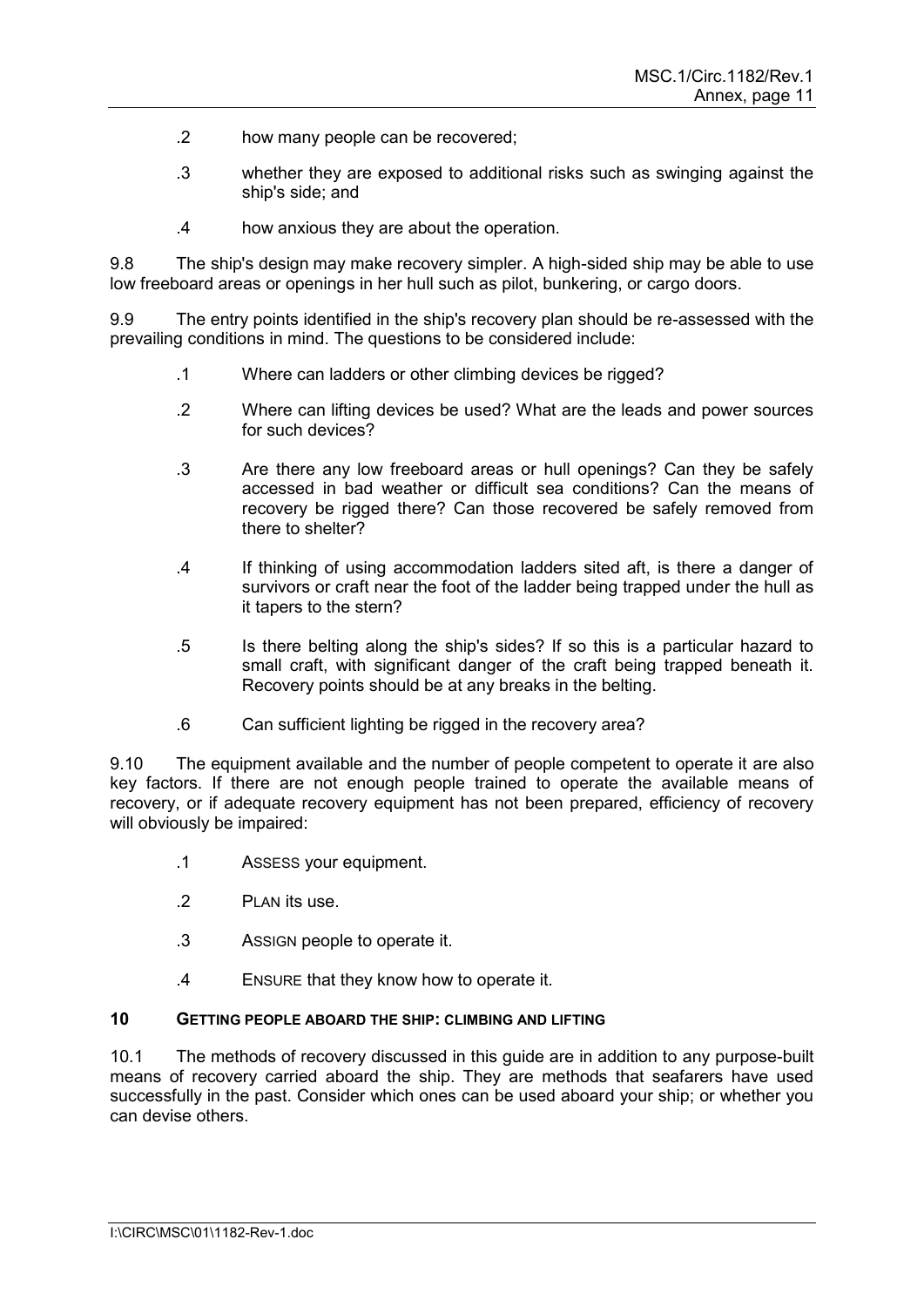.2 how many people can be recovered;

.3 whether they are exposed to additional risks such as swinging against the ship's side; and

.4 how anxious they are about the operation.

9.8 The ship's design may make recovery simpler. A high-sided ship may be able to use low freeboard areas or openings in her hull such as pilot, bunkering, or cargo doors.

9.9 The entry points identified in the ship's recovery plan should be re-assessed with the prevailing conditions in mind. The questions to be considered include:

.1 Where can ladders or other climbing devices be rigged?

.2 Where can lifting devices be used? What are the leads and power sources for such devices?

.3 Are there any low freeboard areas or hull openings? Can they be safely accessed in bad weather or difficult sea conditions? Can the means of recovery be rigged there? Can those recovered be safely removed from there to shelter?

.4 If thinking of using accommodation ladders sited aft, is there a danger of survivors or craft near the foot of the ladder being trapped under the hull as it tapers to the stern?

.5 Is there belting along the ship's sides? If so this is a particular hazard to small craft, with significant danger of the craft being trapped beneath it. Recovery points should be at any breaks in the belting.

.6 Can sufficient lighting be rigged in the recovery area?

9.10 The equipment available and the number of people competent to operate it are also key factors. If there are not enough people trained to operate the available means of recovery, or if adequate recovery equipment has not been prepared, efficiency of recovery will obviously be impaired:

.1 ASSESS your equipment.

.2 PLAN its use.

.3 ASSIGN people to operate it.

.4 ENSURE that they know how to operate it.

## 10 GETTING PEOPLE ABOARD THE SHIP: CLIMBING AND LIFTING

10.1 The methods of recovery discussed in this guide are in addition to any purpose-built means of recovery carried aboard the ship. They are methods that seafarers have used successfully in the past. Consider which ones can be used aboard your ship; or whether you can devise others.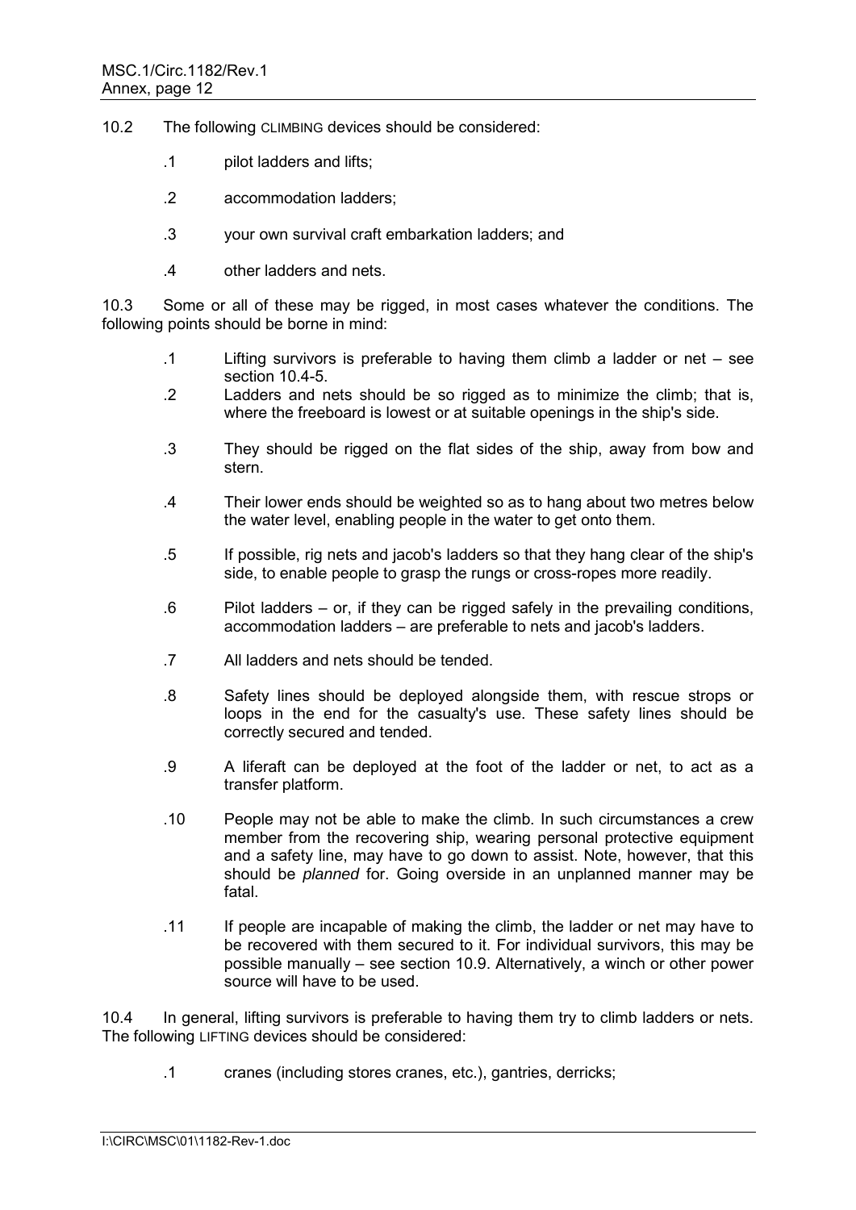10.2 The following CLIMBING devices should be considered:

.1 pilot ladders and lifts;

.2 accommodation ladders;

.3 your own survival craft embarkation ladders; and

.4 other ladders and nets.

10.3 Some or all of these may be rigged, in most cases whatever the conditions. The following points should be borne in mind:

.1 Lifting survivors is preferable to having them climb a ladder or net – see section 10.4-5.

.2 Ladders and nets should be so rigged as to minimize the climb; that is, where the freeboard is lowest or at suitable openings in the ship's side.

.3 They should be rigged on the flat sides of the ship, away from bow and stern.

.4 Their lower ends should be weighted so as to hang about two metres below the water level, enabling people in the water to get onto them.

.5 If possible, rig nets and jacob's ladders so that they hang clear of the ship's side, to enable people to grasp the rungs or cross-ropes more readily.

.6 Pilot ladders – or, if they can be rigged safely in the prevailing conditions, accommodation ladders – are preferable to nets and jacob's ladders.

.7 All ladders and nets should be tended.

.8 Safety lines should be deployed alongside them, with rescue strops or loops in the end for the casualty's use. These safety lines should be correctly secured and tended.

.9 A liferaft can be deployed at the foot of the ladder or net, to act as a transfer platform.

.10 People may not be able to make the climb. In such circumstances a crew member from the recovering ship, wearing personal protective equipment and a safety line, may have to go down to assist. Note, however, that this should be *planned* for. Going overside in an unplanned manner may be fatal.

.11 If people are incapable of making the climb, the ladder or net may have to be recovered with them secured to it. For individual survivors, this may be possible manually – see section 10.9. Alternatively, a winch or other power source will have to be used.

10.4 In general, lifting survivors is preferable to having them try to climb ladders or nets. The following LIFTING devices should be considered:

.1 cranes (including stores cranes, etc.), gantries, derricks;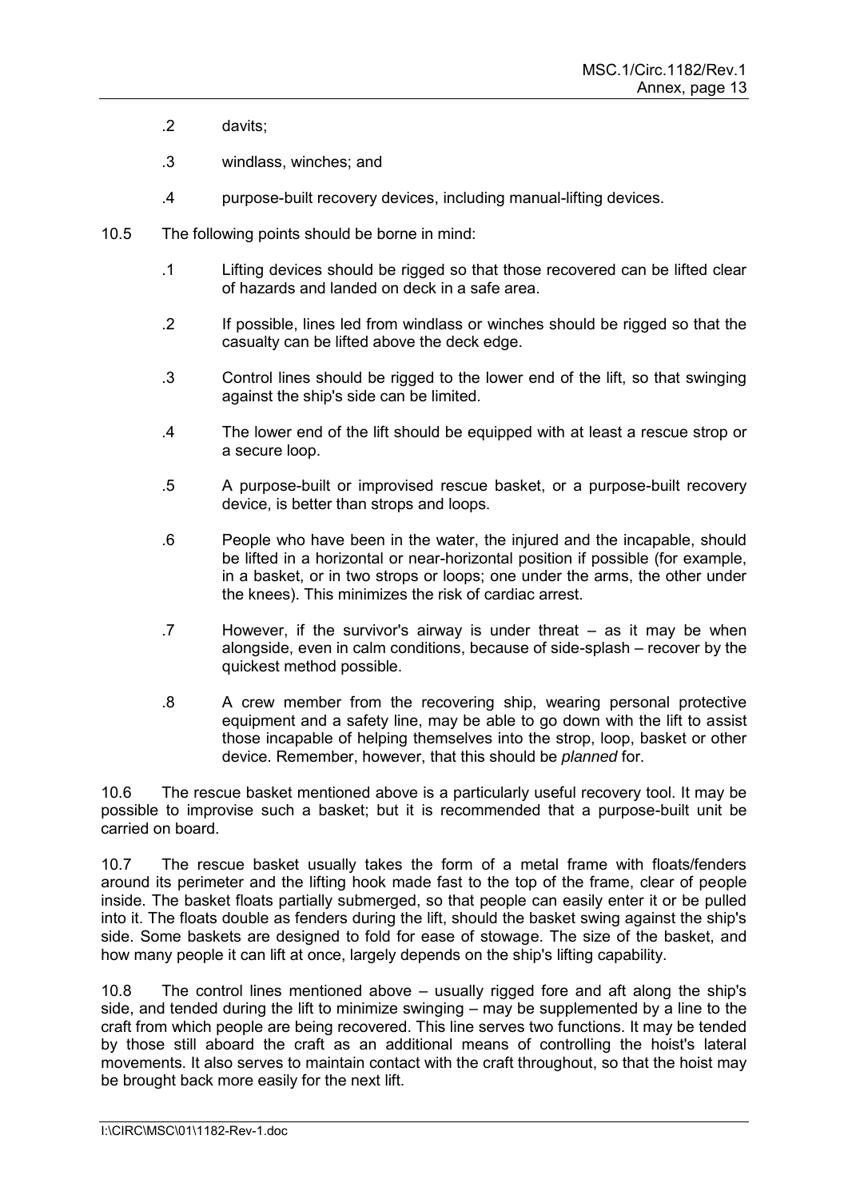.2 davits;

.3 windlass, winches; and

.4 purpose-built recovery devices, including manual-lifting devices.

10.5 The following points should be borne in mind:

.1 Lifting devices should be rigged so that those recovered can be lifted clear of hazards and landed on deck in a safe area.

.2 If possible, lines led from windlass or winches should be rigged so that the casualty can be lifted above the deck edge.

.3 Control lines should be rigged to the lower end of the lift, so that swinging against the ship's side can be limited.

.4 The lower end of the lift should be equipped with at least a rescue strop or a secure loop.

.5 A purpose-built or improvised rescue basket, or a purpose-built recovery device, is better than strops and loops.

.6 People who have been in the water, the injured and the incapable, should be lifted in a horizontal or near-horizontal position if possible (for example, in a basket, or in two strops or loops; one under the arms, the other under the knees). This minimizes the risk of cardiac arrest.

.7 However, if the survivor's airway is under threat – as it may be when alongside, even in calm conditions, because of side-splash – recover by the quickest method possible.

.8 A crew member from the recovering ship, wearing personal protective equipment and a safety line, may be able to go down with the lift to assist those incapable of helping themselves into the strop, loop, basket or other device. Remember, however, that this should be *planned* for.

10.6 The rescue basket mentioned above is a particularly useful recovery tool. It may be possible to improvise such a basket; but it is recommended that a purpose-built unit be carried on board.

10.7 The rescue basket usually takes the form of a metal frame with floats/fenders around its perimeter and the lifting hook made fast to the top of the frame, clear of people inside. The basket floats partially submerged, so that people can easily enter it or be pulled into it. The floats double as fenders during the lift, should the basket swing against the ship's side. Some baskets are designed to fold for ease of stowage. The size of the basket, and how many people it can lift at once, largely depends on the ship's lifting capability.

10.8 The control lines mentioned above – usually rigged fore and aft along the ship's side, and tended during the lift to minimize swinging – may be supplemented by a line to the craft from which people are being recovered. This line serves two functions. It may be tended by those still aboard the craft as an additional means of controlling the hoist's lateral movements. It also serves to maintain contact with the craft throughout, so that the hoist may be brought back more easily for the next lift.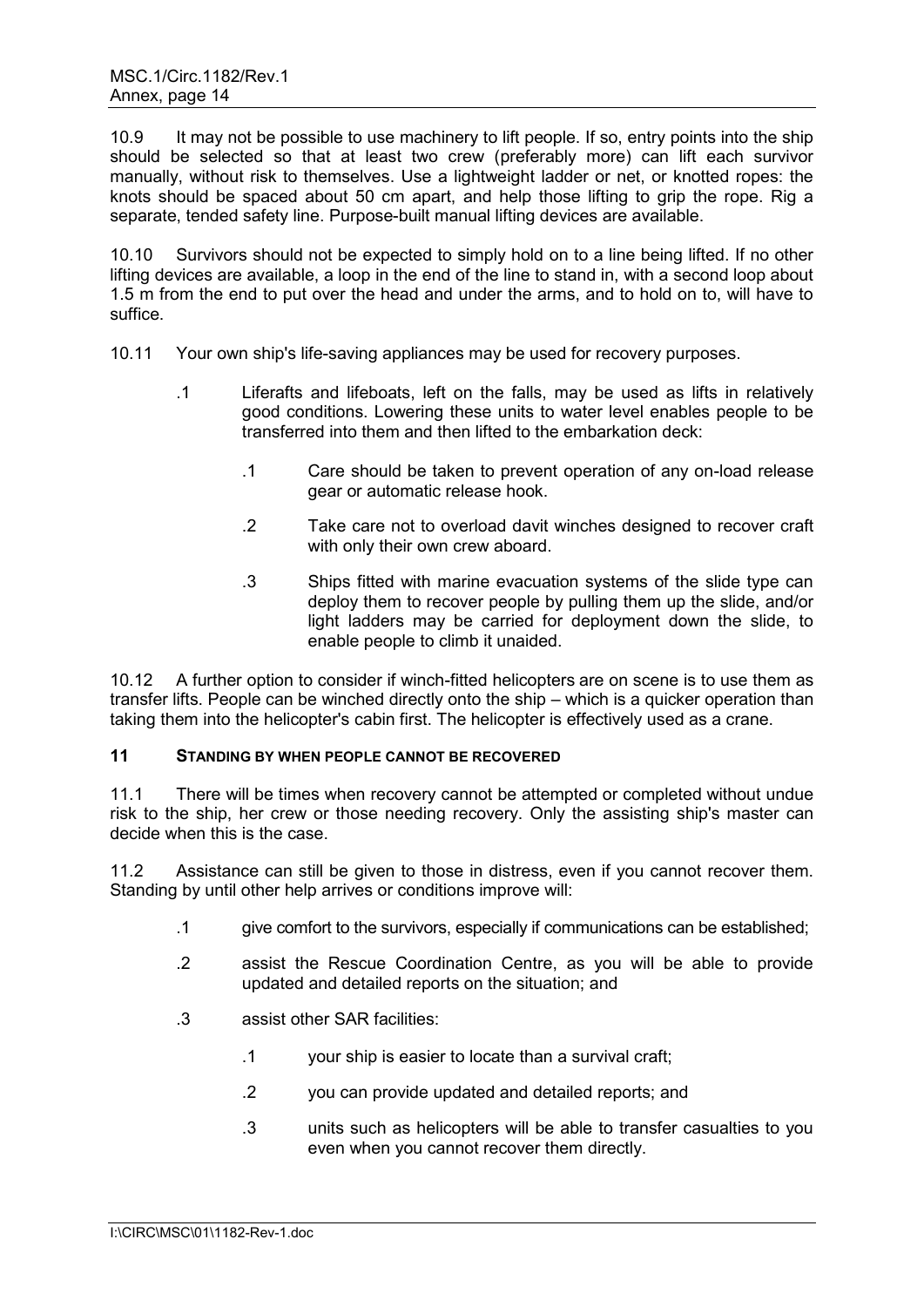10.9 It may not be possible to use machinery to lift people. If so, entry points into the ship should be selected so that at least two crew (preferably more) can lift each survivor manually, without risk to themselves. Use a lightweight ladder or net, or knotted ropes: the knots should be spaced about 50 cm apart, and help those lifting to grip the rope. Rig a separate, tended safety line. Purpose-built manual lifting devices are available.

10.10 Survivors should not be expected to simply hold on to a line being lifted. If no other lifting devices are available, a loop in the end of the line to stand in, with a second loop about 1.5 m from the end to put over the head and under the arms, and to hold on to, will have to suffice.

10.11 Your own ship's life-saving appliances may be used for recovery purposes.

- .1 Liferafts and lifeboats, left on the falls, may be used as lifts in relatively good conditions. Lowering these units to water level enables people to be transferred into them and then lifted to the embarkation deck:
  - .1 Care should be taken to prevent operation of any on-load release gear or automatic release hook.
  - .2 Take care not to overload davit winches designed to recover craft with only their own crew aboard.
  - .3 Ships fitted with marine evacuation systems of the slide type can deploy them to recover people by pulling them up the slide, and/or light ladders may be carried for deployment down the slide, to enable people to climb it unaided.

10.12 A further option to consider if winch-fitted helicopters are on scene is to use them as transfer lifts. People can be winched directly onto the ship – which is a quicker operation than taking them into the helicopter's cabin first. The helicopter is effectively used as a crane.

## 11 STANDING BY WHEN PEOPLE CANNOT BE RECOVERED

11.1 There will be times when recovery cannot be attempted or completed without undue risk to the ship, her crew or those needing recovery. Only the assisting ship's master can decide when this is the case.

11.2 Assistance can still be given to those in distress, even if you cannot recover them. Standing by until other help arrives or conditions improve will:

- .1 give comfort to the survivors, especially if communications can be established;
- .2 assist the Rescue Coordination Centre, as you will be able to provide updated and detailed reports on the situation; and
- .3 assist other SAR facilities:
  - .1 your ship is easier to locate than a survival craft;
  - .2 you can provide updated and detailed reports; and
  - .3 units such as helicopters will be able to transfer casualties to you even when you cannot recover them directly.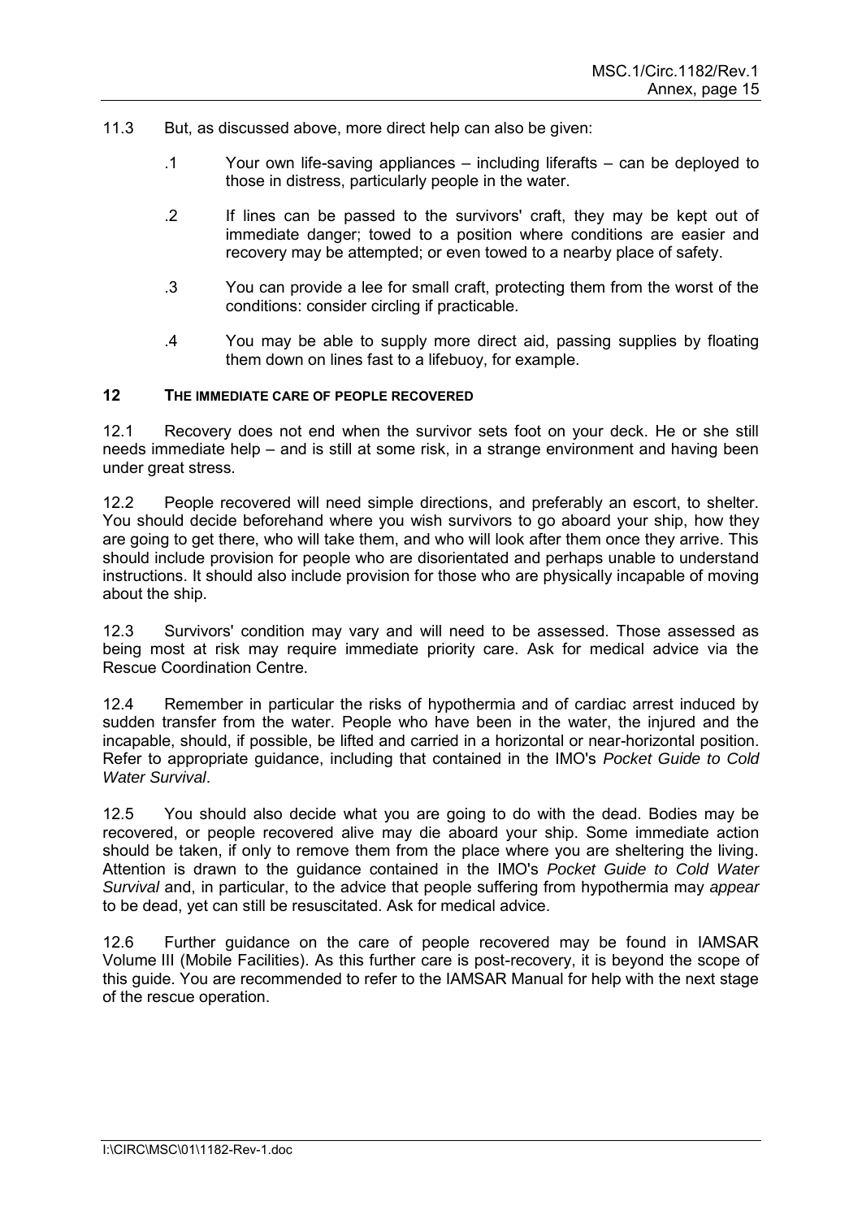11.3 But, as discussed above, more direct help can also be given:

.1 Your own life-saving appliances – including liferafts – can be deployed to those in distress, particularly people in the water.

.2 If lines can be passed to the survivors' craft, they may be kept out of immediate danger; towed to a position where conditions are easier and recovery may be attempted; or even towed to a nearby place of safety.

.3 You can provide a lee for small craft, protecting them from the worst of the conditions: consider circling if practicable.

.4 You may be able to supply more direct aid, passing supplies by floating them down on lines fast to a lifebuoy, for example.

## 12 THE IMMEDIATE CARE OF PEOPLE RECOVERED

12.1 Recovery does not end when the survivor sets foot on your deck. He or she still needs immediate help – and is still at some risk, in a strange environment and having been under great stress.

12.2 People recovered will need simple directions, and preferably an escort, to shelter. You should decide beforehand where you wish survivors to go aboard your ship, how they are going to get there, who will take them, and who will look after them once they arrive. This should include provision for people who are disorientated and perhaps unable to understand instructions. It should also include provision for those who are physically incapable of moving about the ship.

12.3 Survivors' condition may vary and will need to be assessed. Those assessed as being most at risk may require immediate priority care. Ask for medical advice via the Rescue Coordination Centre.

12.4 Remember in particular the risks of hypothermia and of cardiac arrest induced by sudden transfer from the water. People who have been in the water, the injured and the incapable, should, if possible, be lifted and carried in a horizontal or near-horizontal position. Refer to appropriate guidance, including that contained in the IMO's *Pocket Guide to Cold Water Survival*.

12.5 You should also decide what you are going to do with the dead. Bodies may be recovered, or people recovered alive may die aboard your ship. Some immediate action should be taken, if only to remove them from the place where you are sheltering the living. Attention is drawn to the guidance contained in the IMO's *Pocket Guide to Cold Water Survival* and, in particular, to the advice that people suffering from hypothermia may *appear* to be dead, yet can still be resuscitated. Ask for medical advice.

12.6 Further guidance on the care of people recovered may be found in IAMSAR Volume III (Mobile Facilities). As this further care is post-recovery, it is beyond the scope of this guide. You are recommended to refer to the IAMSAR Manual for help with the next stage of the rescue operation.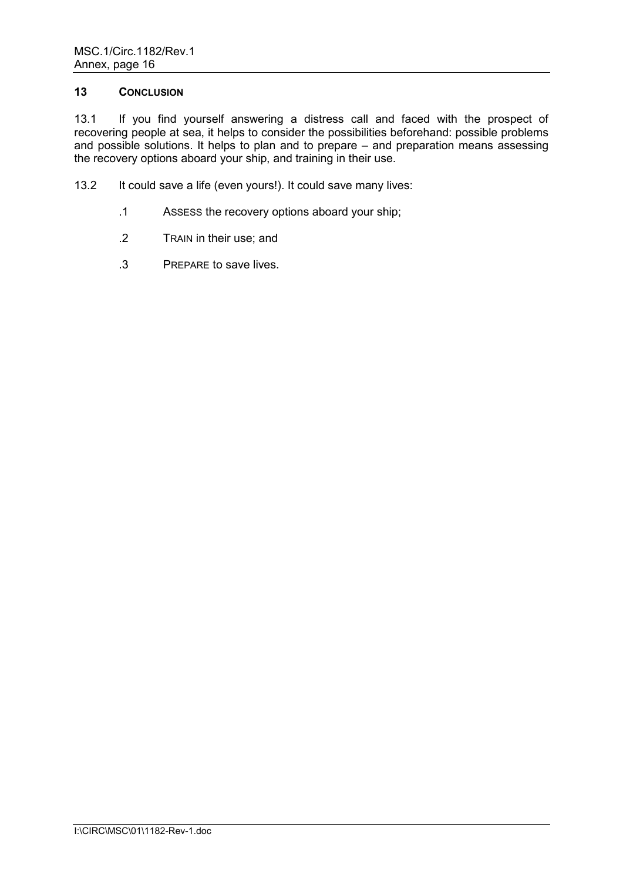## 13 CONCLUSION

13.1 If you find yourself answering a distress call and faced with the prospect of recovering people at sea, it helps to consider the possibilities beforehand: possible problems and possible solutions. It helps to plan and to prepare – and preparation means assessing the recovery options aboard your ship, and training in their use.

13.2 It could save a life (even yours!). It could save many lives:

.1 ASSESS the recovery options aboard your ship;

.2 TRAIN in their use; and

.3 PREPARE to save lives.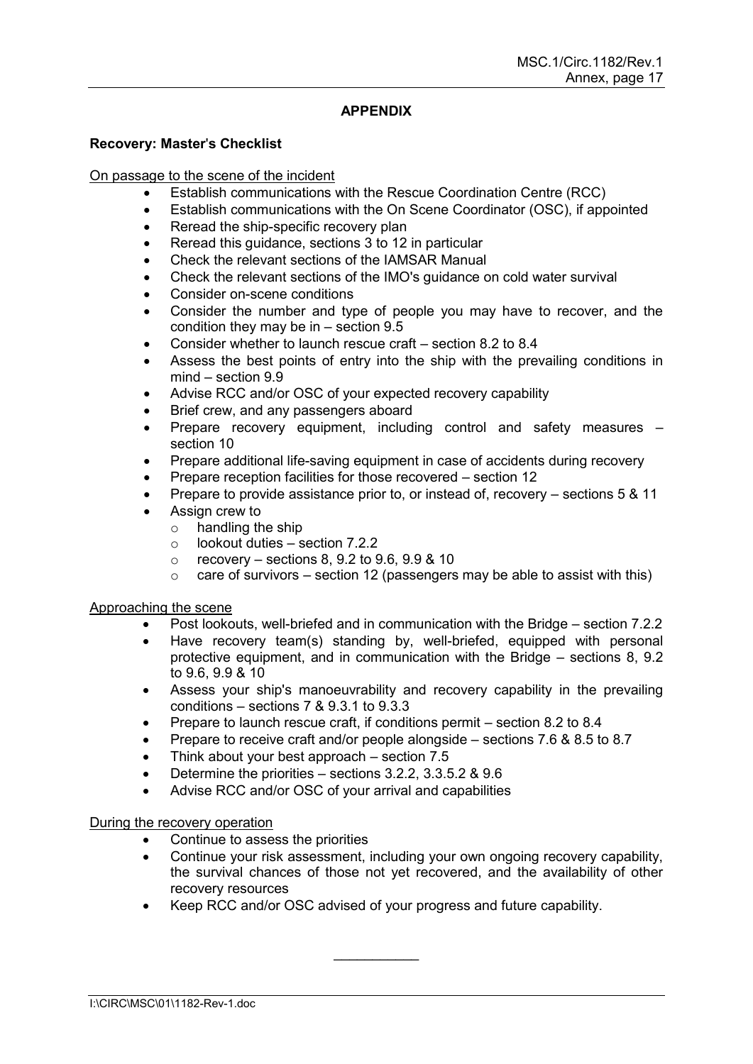## APPENDIX

**Recovery: Master's Checklist**

On passage to the scene of the incident

- Establish communications with the Rescue Coordination Centre (RCC)
- Establish communications with the On Scene Coordinator (OSC), if appointed
- Reread the ship-specific recovery plan
- Reread this guidance, sections 3 to 12 in particular
- Check the relevant sections of the IAMSAR Manual
- Check the relevant sections of the IMO's guidance on cold water survival
- Consider on-scene conditions
- Consider the number and type of people you may have to recover, and the condition they may be in – section 9.5
- Consider whether to launch rescue craft – section 8.2 to 8.4
- Assess the best points of entry into the ship with the prevailing conditions in mind – section 9.9
- Advise RCC and/or OSC of your expected recovery capability
- Brief crew, and any passengers aboard
- Prepare recovery equipment, including control and safety measures – section 10
- Prepare additional life-saving equipment in case of accidents during recovery
- Prepare reception facilities for those recovered – section 12
- Prepare to provide assistance prior to, or instead of, recovery – sections 5 & 11
- Assign crew to
  - handling the ship
  - lookout duties – section 7.2.2
  - recovery – sections 8, 9.2 to 9.6, 9.9 & 10
  - care of survivors – section 12 (passengers may be able to assist with this)

Approaching the scene

- Post lookouts, well-briefed and in communication with the Bridge – section 7.2.2
- Have recovery team(s) standing by, well-briefed, equipped with personal protective equipment, and in communication with the Bridge – sections 8, 9.2 to 9.6, 9.9 & 10
- Assess your ship's manoeuvrability and recovery capability in the prevailing conditions – sections 7 & 9.3.1 to 9.3.3
- Prepare to launch rescue craft, if conditions permit – section 8.2 to 8.4
- Prepare to receive craft and/or people alongside – sections 7.6 & 8.5 to 8.7
- Think about your best approach – section 7.5
- Determine the priorities – sections 3.2.2, 3.3.5.2 & 9.6
- Advise RCC and/or OSC of your arrival and capabilities

During the recovery operation

- Continue to assess the priorities
- Continue your risk assessment, including your own ongoing recovery capability, the survival chances of those not yet recovered, and the availability of other recovery resources
- Keep RCC and/or OSC advised of your progress and future capability.

___________